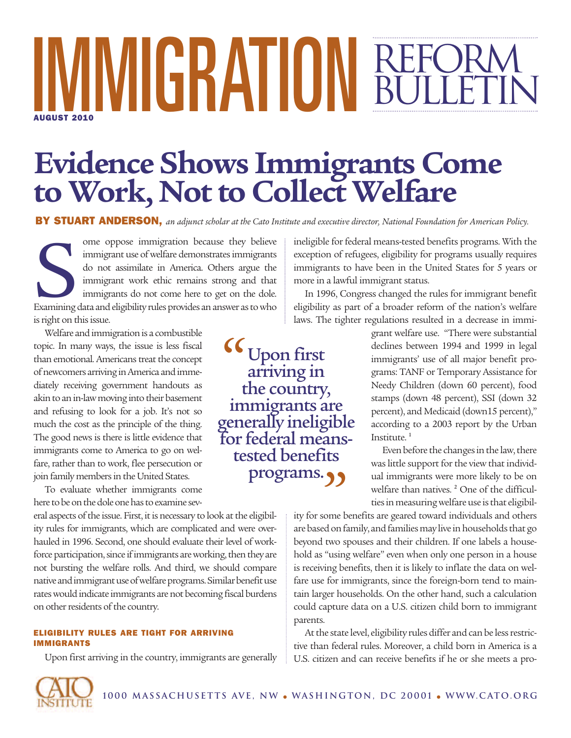# IMMIGRATION REFORM BULLETIN

AUGUST 2010

# Evidence Shows Immigrants Come to Work, Not to Collect Welfare

**BY STUART ANDERSON,** *an adjunct scholar at the Cato Institute and executive director, National Foundation for American Policy.*

Some oppose immigration because they believe immigrant use of welfare demonstrates immigrants do not assimilate in America. Others argue the immigrant work ethic remains strong and that immigrants do not come here to get on the dole. Examining data and eligibility rules provides an answer as to who is right on this issue.

Welfare and immigration is a combustible topic. In many ways, the issue is less fiscal than emotional. Americans treat the concept of newcomers arriving in America and immediately receiving government handouts as akin to an in-law moving into their basement and refusing to look for a job. It's not so much the cost as the principle of the thing. The good news is there is little evidence that immigrants come to America to go on welfare, rather than to work, flee persecution or join family members in the United States.

To evaluate whether immigrants come here to be on the dole one has to examine several aspects of the issue. First, it is necessary to look at the eligibility rules for immigrants, which are complicated and were overhauled in 1996. Second, one should evaluate their level of workforce participation, since if immigrants are working, then they are not bursting the welfare rolls. And third, we should compare native and immigrant use of welfare programs. Similar benefit use rates would indicate immigrants are not becoming fiscal burdens on other residents of the country.

### ELIGIBILITY RULES ARE TIGHT FOR ARRIVING IMMIGRANTS

Upon first arriving in the country, immigrants are generally ineligible for federal means-tested benefits programs. With the exception of refugees, eligibility for programs usually requires immigrants to have been in the United States for 5 years or more in a lawful immigrant status.

> "Upon first arriving in the country, immigrants are generally ineligible for federal means-tested benefits programs."

In 1996, Congress changed the rules for immigrant benefit eligibility as part of a broader reform of the nation's welfare laws. The tighter regulations resulted in a decrease in immigrant welfare use. "There were substantial declines between 1994 and 1999 in legal immigrants' use of all major benefit programs: TANF or Temporary Assistance for Needy Children (down 60 percent), food stamps (down 48 percent), SSI (down 32 percent), and Medicaid (down15 percent)," according to a 2003 report by the Urban Institute. [1]

Even before the changes in the law, there was little support for the view that individual immigrants were more likely to be on welfare than natives. [2] One of the difficulties in measuring welfare use is that eligibility for some benefits are geared toward individuals and others are based on family, and families may live in households that go beyond two spouses and their children. If one labels a household as "using welfare" even when only one person in a house is receiving benefits, then it is likely to inflate the data on welfare use for immigrants, since the foreign-born tend to maintain larger households. On the other hand, such a calculation could capture data on a U.S. citizen child born to immigrant parents.

At the state level, eligibility rules differ and can be less restrictive than federal rules. Moreover, a child born in America is a U.S. citizen and can receive benefits if he or she meets a pro-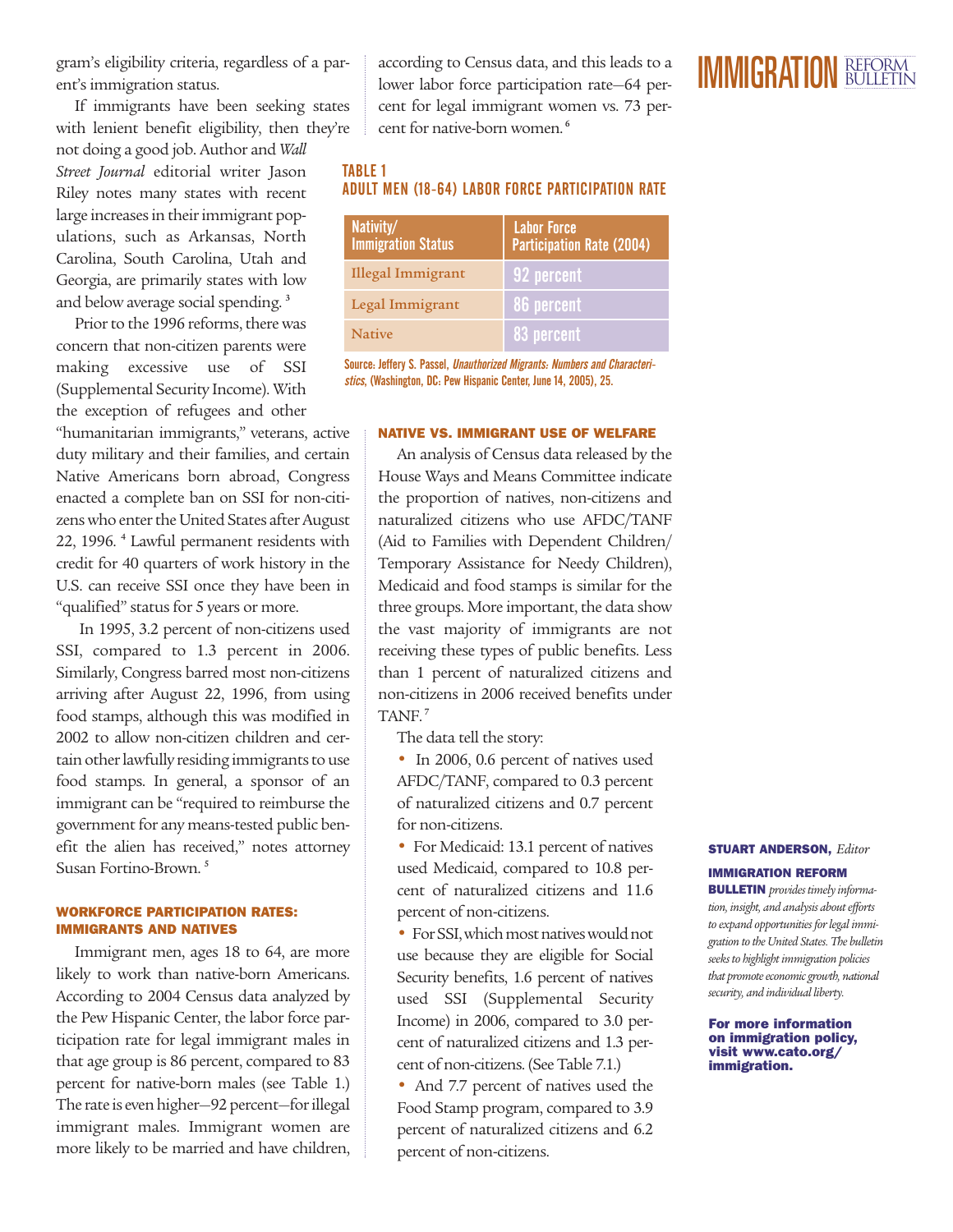gram's eligibility criteria, regardless of a parent's immigration status.

If immigrants have been seeking states with lenient benefit eligibility, then they're not doing a good job. Author and *Wall Street Journal* editorial writer Jason Riley notes many states with recent large increases in their immigrant populations, such as Arkansas, North Carolina, South Carolina, Utah and Georgia, are primarily states with low and below average social spending. [3]

Prior to the 1996 reforms, there was concern that non-citizen parents were making excessive use of SSI (Supplemental Security Income). With the exception of refugees and other "humanitarian immigrants," veterans, active duty military and their families, and certain Native Americans born abroad, Congress enacted a complete ban on SSI for non-citizens who enter the United States after August 22, 1996. [4] Lawful permanent residents with credit for 40 quarters of work history in the U.S. can receive SSI once they have been in "qualified" status for 5 years or more.

In 1995, 3.2 percent of non-citizens used SSI, compared to 1.3 percent in 2006. Similarly, Congress barred most non-citizens arriving after August 22, 1996, from using food stamps, although this was modified in 2002 to allow non-citizen children and certain other lawfully residing immigrants to use food stamps. In general, a sponsor of an immigrant can be "required to reimburse the government for any means-tested public benefit the alien has received," notes attorney Susan Fortino-Brown. [5]

## WORKFORCE PARTICIPATION RATES: IMMIGRANTS AND NATIVES

Immigrant men, ages 18 to 64, are more likely to work than native-born Americans. According to 2004 Census data analyzed by the Pew Hispanic Center, the labor force participation rate for legal immigrant males in that age group is 86 percent, compared to 83 percent for native-born males (see Table 1.) The rate is even higher—92 percent—for illegal immigrant males. Immigrant women are more likely to be married and have children, according to Census data, and this leads to a lower labor force participation rate—64 percent for legal immigrant women vs. 73 percent for native-born women. [6]

**TABLE 1**
**ADULT MEN (18-64) LABOR FORCE PARTICIPATION RATE**

| Nativity/ Immigration Status | Labor Force Participation Rate (2004) |
|---|---|
| Illegal Immigrant | 92 percent |
| Legal Immigrant | 86 percent |
| Native | 83 percent |

Source: Jeffery S. Passel, *Unauthorized Migrants: Numbers and Characteristics*, (Washington, DC: Pew Hispanic Center, June 14, 2005), 25.

## NATIVE VS. IMMIGRANT USE OF WELFARE

An analysis of Census data released by the House Ways and Means Committee indicate the proportion of natives, non-citizens and naturalized citizens who use AFDC/TANF (Aid to Families with Dependent Children/ Temporary Assistance for Needy Children), Medicaid and food stamps is similar for the three groups. More important, the data show the vast majority of immigrants are not receiving these types of public benefits. Less than 1 percent of naturalized citizens and non-citizens in 2006 received benefits under TANF. [7]

The data tell the story:

- In 2006, 0.6 percent of natives used AFDC/TANF, compared to 0.3 percent of naturalized citizens and 0.7 percent for non-citizens.
- For Medicaid: 13.1 percent of natives used Medicaid, compared to 10.8 percent of naturalized citizens and 11.6 percent of non-citizens.
- For SSI, which most natives would not use because they are eligible for Social Security benefits, 1.6 percent of natives used SSI (Supplemental Security Income) in 2006, compared to 3.0 percent of naturalized citizens and 1.3 percent of non-citizens. (See Table 7.1.)
- And 7.7 percent of natives used the Food Stamp program, compared to 3.9 percent of naturalized citizens and 6.2 percent of non-citizens.

**STUART ANDERSON,** *Editor*

**IMMIGRATION REFORM BULLETIN** *provides timely information, insight, and analysis about efforts to expand opportunities for legal immigration to the United States. The bulletin seeks to highlight immigration policies that promote economic growth, national security, and individual liberty.*

**For more information on immigration policy, visit www.cato.org/immigration.**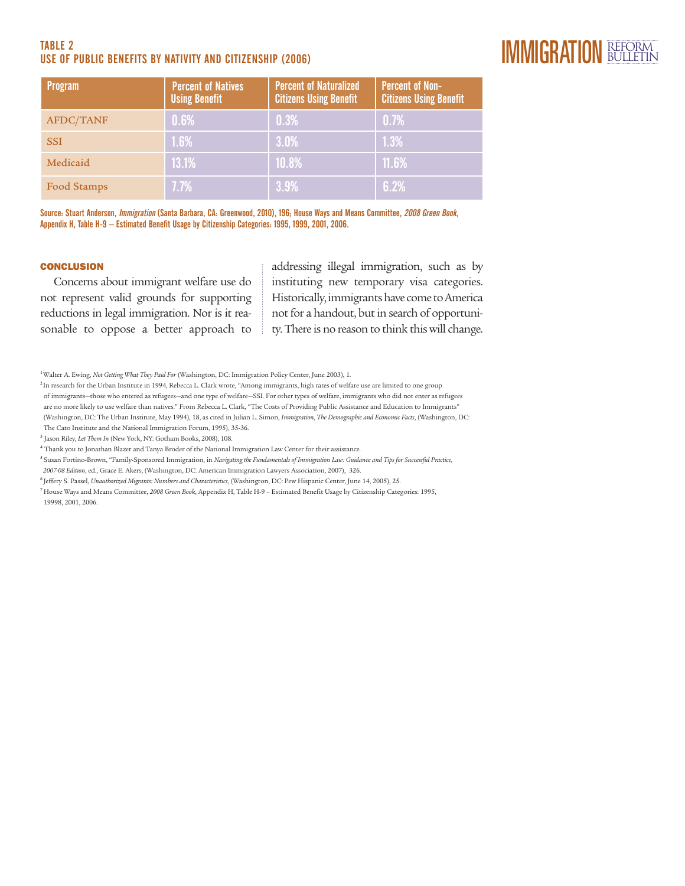**TABLE 2**
**USE OF PUBLIC BENEFITS BY NATIVITY AND CITIZENSHIP (2006)**

| Program | Percent of Natives Using Benefit | Percent of Naturalized Citizens Using Benefit | Percent of Non-Citizens Using Benefit |
|---|---|---|---|
| AFDC/TANF | 0.6% | 0.3% | 0.7% |
| SSI | 1.6% | 3.0% | 1.3% |
| Medicaid | 13.1% | 10.8% | 11.6% |
| Food Stamps | 7.7% | 3.9% | 6.2% |

Source: Stuart Anderson, *Immigration* (Santa Barbara, CA: Greenwood, 2010), 196; House Ways and Means Committee, *2008 Green Book*, Appendix H, Table H-9 – Estimated Benefit Usage by Citizenship Categories: 1995, 1999, 2001, 2006.

## CONCLUSION

Concerns about immigrant welfare use do not represent valid grounds for supporting reductions in legal immigration. Nor is it reasonable to oppose a better approach to addressing illegal immigration, such as by instituting new temporary visa categories. Historically, immigrants have come to America not for a handout, but in search of opportunity. There is no reason to think this will change.

[1] Walter A. Ewing, *Not Getting What They Paid For* (Washington, DC: Immigration Policy Center, June 2003), 1.

[2] In research for the Urban Institute in 1994, Rebecca L. Clark wrote, "Among immigrants, high rates of welfare use are limited to one group of immigrants—those who entered as refugees—and one type of welfare—SSI. For other types of welfare, immigrants who did not enter as refugees are no more likely to use welfare than natives." From Rebecca L. Clark, "The Costs of Providing Public Assistance and Education to Immigrants" (Washington, DC: The Urban Institute, May 1994), 18, as cited in Julian L. Simon, *Immigration, The Demographic and Economic Facts*, (Washington, DC: The Cato Institute and the National Immigration Forum, 1995), 35-36.

[3] Jason Riley, *Let Them In* (New York, NY: Gotham Books, 2008), 108.

[4] Thank you to Jonathan Blazer and Tanya Broder of the National Immigration Law Center for their assistance.

[5] Susan Fortino-Brown, "Family-Sponsored Immigration, in *Navigating the Fundamentals of Immigration Law: Guidance and Tips for Successful Practice, 2007-08 Edition*, ed., Grace E. Akers, (Washington, DC: American Immigration Lawyers Association, 2007), 326.

[6] Jeffery S. Passel, *Unauthorized Migrants: Numbers and Characteristics*, (Washington, DC: Pew Hispanic Center, June 14, 2005), 25.

[7] House Ways and Means Committee, *2008 Green Book*, Appendix H, Table H-9 - Estimated Benefit Usage by Citizenship Categories: 1995, 19998, 2001, 2006.